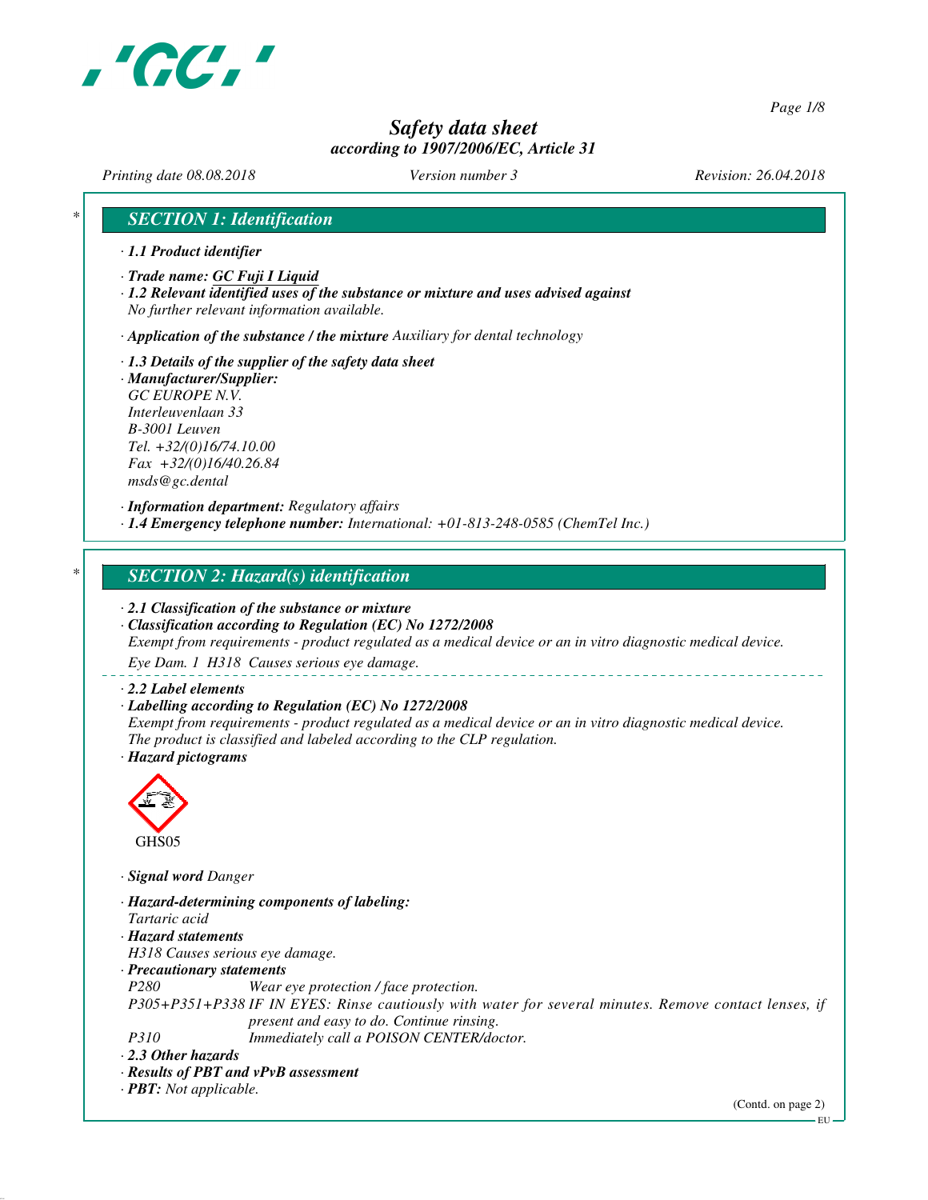# Safety data sheet
*according to 1907/2006/EC, Article 31*

Printing date 08.08.2018 — Version number 3 — Revision: 26.04.2018

## * SECTION 1: Identification

· **1.1 Product identifier**

· **Trade name: GC Fuji I Liquid**

· **1.2 Relevant identified uses of the substance or mixture and uses advised against**
No further relevant information available.

· **Application of the substance / the mixture** Auxiliary for dental technology

· **1.3 Details of the supplier of the safety data sheet**

· **Manufacturer/Supplier:**
GC EUROPE N.V.
Interleuvenlaan 33
B-3001 Leuven
Tel. +32/(0)16/74.10.00
Fax +32/(0)16/40.26.84
msds@gc.dental

· **Information department:** Regulatory affairs

· **1.4 Emergency telephone number:** International: +01-813-248-0585 (ChemTel Inc.)

## * SECTION 2: Hazard(s) identification

· **2.1 Classification of the substance or mixture**

· **Classification according to Regulation (EC) No 1272/2008**
Exempt from requirements - product regulated as a medical device or an in vitro diagnostic medical device.

Eye Dam. 1 H318 Causes serious eye damage.

· **2.2 Label elements**

· **Labelling according to Regulation (EC) No 1272/2008**
Exempt from requirements - product regulated as a medical device or an in vitro diagnostic medical device.
The product is classified and labeled according to the CLP regulation.

· **Hazard pictograms**

GHS05

· **Signal word** Danger

· **Hazard-determining components of labeling:**
Tartaric acid

· **Hazard statements**
H318 Causes serious eye damage.

· **Precautionary statements**

P280 Wear eye protection / face protection.

P305+P351+P338 IF IN EYES: Rinse cautiously with water for several minutes. Remove contact lenses, if present and easy to do. Continue rinsing.

P310 Immediately call a POISON CENTER/doctor.

· **2.3 Other hazards**

· **Results of PBT and vPvB assessment**

· **PBT:** Not applicable.

(Contd. on page 2)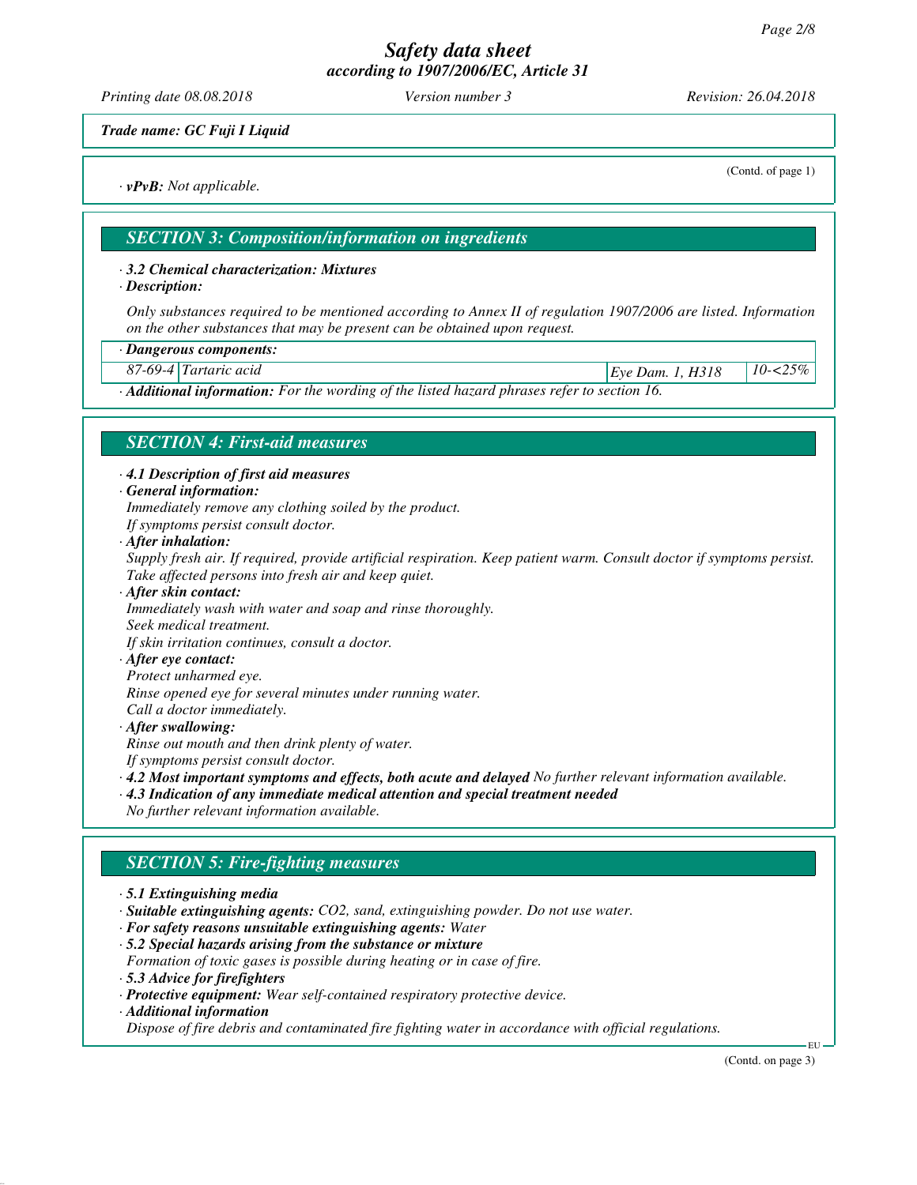*Trade name: GC Fuji I Liquid*

(Contd. of page 1)

· ***vPvB:*** *Not applicable.*

## *SECTION 3: Composition/information on ingredients*

· ***3.2 Chemical characterization: Mixtures***
· ***Description:***

*Only substances required to be mentioned according to Annex II of regulation 1907/2006 are listed. Information on the other substances that may be present can be obtained upon request.*

| · *Dangerous components:* | | | |
|---|---|---|---|
| 87-69-4 | Tartaric acid | Eye Dam. 1, H318 | 10-<25% |

· ***Additional information:*** *For the wording of the listed hazard phrases refer to section 16.*

## *SECTION 4: First-aid measures*

· ***4.1 Description of first aid measures***
· ***General information:***
*Immediately remove any clothing soiled by the product.*
*If symptoms persist consult doctor.*
· ***After inhalation:***
*Supply fresh air. If required, provide artificial respiration. Keep patient warm. Consult doctor if symptoms persist.*
*Take affected persons into fresh air and keep quiet.*
· ***After skin contact:***
*Immediately wash with water and soap and rinse thoroughly.*
*Seek medical treatment.*
*If skin irritation continues, consult a doctor.*
· ***After eye contact:***
*Protect unharmed eye.*
*Rinse opened eye for several minutes under running water.*
*Call a doctor immediately.*
· ***After swallowing:***
*Rinse out mouth and then drink plenty of water.*
*If symptoms persist consult doctor.*
· ***4.2 Most important symptoms and effects, both acute and delayed*** *No further relevant information available.*
· ***4.3 Indication of any immediate medical attention and special treatment needed***
*No further relevant information available.*

## *SECTION 5: Fire-fighting measures*

· ***5.1 Extinguishing media***
· ***Suitable extinguishing agents:*** *CO2, sand, extinguishing powder. Do not use water.*
· ***For safety reasons unsuitable extinguishing agents:*** *Water*
· ***5.2 Special hazards arising from the substance or mixture***
*Formation of toxic gases is possible during heating or in case of fire.*
· ***5.3 Advice for firefighters***
· ***Protective equipment:*** *Wear self-contained respiratory protective device.*
· ***Additional information***
*Dispose of fire debris and contaminated fire fighting water in accordance with official regulations.*

(Contd. on page 3)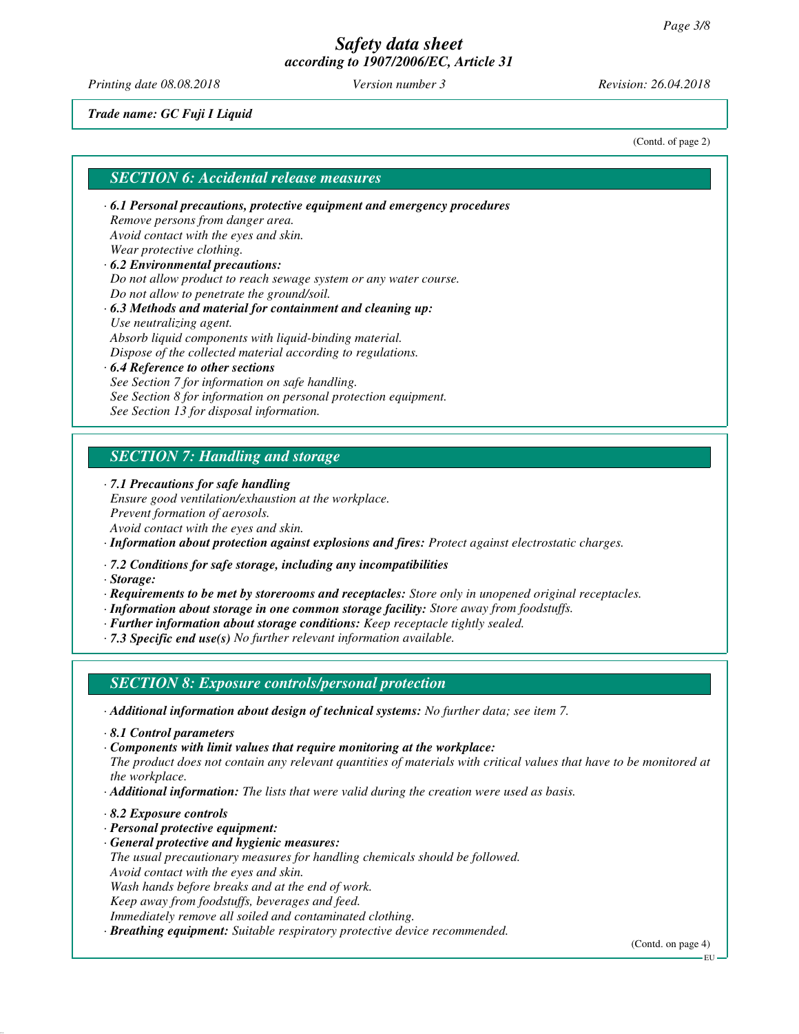*Trade name: GC Fuji I Liquid*

(Contd. of page 2)

## SECTION 6: Accidental release measures

· ***6.1 Personal precautions, protective equipment and emergency procedures***
*Remove persons from danger area.*
*Avoid contact with the eyes and skin.*
*Wear protective clothing.*

· ***6.2 Environmental precautions:***
*Do not allow product to reach sewage system or any water course.*
*Do not allow to penetrate the ground/soil.*

· ***6.3 Methods and material for containment and cleaning up:***
*Use neutralizing agent.*
*Absorb liquid components with liquid-binding material.*
*Dispose of the collected material according to regulations.*

· ***6.4 Reference to other sections***
*See Section 7 for information on safe handling.*
*See Section 8 for information on personal protection equipment.*
*See Section 13 for disposal information.*

## SECTION 7: Handling and storage

· ***7.1 Precautions for safe handling***
*Ensure good ventilation/exhaustion at the workplace.*
*Prevent formation of aerosols.*
*Avoid contact with the eyes and skin.*

· ***Information about protection against explosions and fires:*** *Protect against electrostatic charges.*

· ***7.2 Conditions for safe storage, including any incompatibilities***
· ***Storage:***
· ***Requirements to be met by storerooms and receptacles:*** *Store only in unopened original receptacles.*
· ***Information about storage in one common storage facility:*** *Store away from foodstuffs.*
· ***Further information about storage conditions:*** *Keep receptacle tightly sealed.*
· ***7.3 Specific end use(s)*** *No further relevant information available.*

## SECTION 8: Exposure controls/personal protection

· ***Additional information about design of technical systems:*** *No further data; see item 7.*

· ***8.1 Control parameters***
· ***Components with limit values that require monitoring at the workplace:***
*The product does not contain any relevant quantities of materials with critical values that have to be monitored at the workplace.*
· ***Additional information:*** *The lists that were valid during the creation were used as basis.*

· ***8.2 Exposure controls***
· ***Personal protective equipment:***
· ***General protective and hygienic measures:***
*The usual precautionary measures for handling chemicals should be followed.*
*Avoid contact with the eyes and skin.*
*Wash hands before breaks and at the end of work.*
*Keep away from foodstuffs, beverages and feed.*
*Immediately remove all soiled and contaminated clothing.*
· ***Breathing equipment:*** *Suitable respiratory protective device recommended.*

(Contd. on page 4)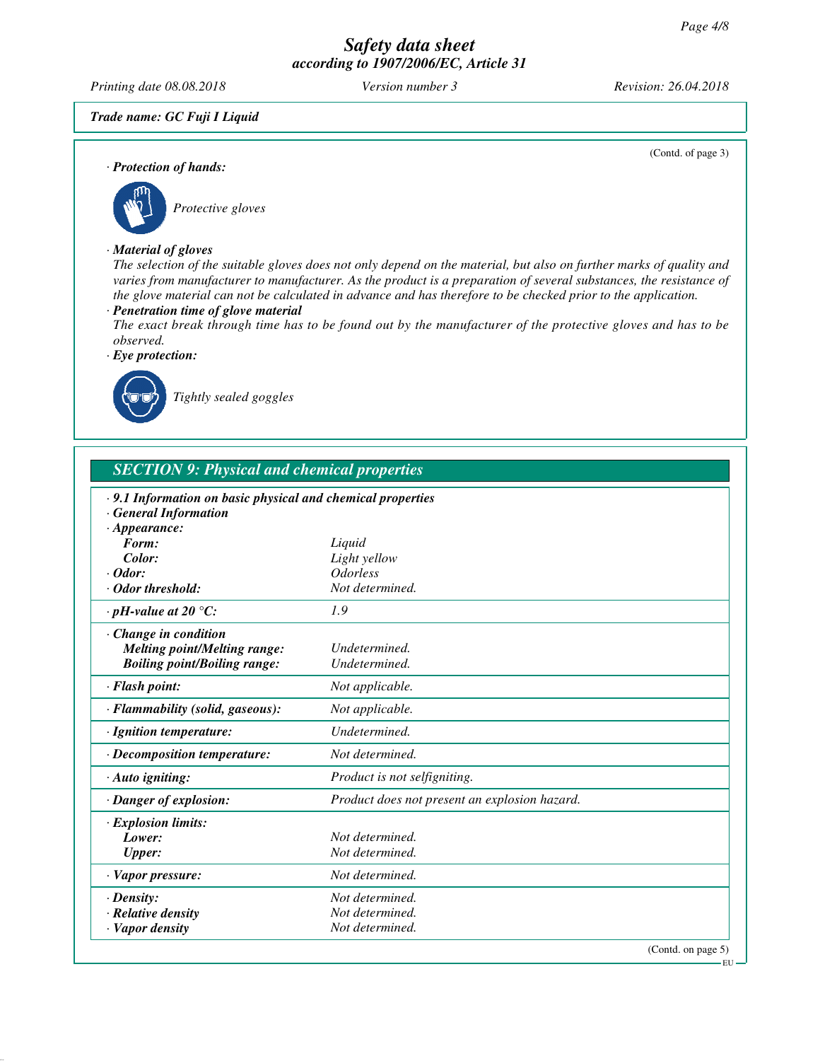Trade name: GC Fuji I Liquid

(Contd. of page 3)

· **Protection of hands:**

Protective gloves

· **Material of gloves**

The selection of the suitable gloves does not only depend on the material, but also on further marks of quality and varies from manufacturer to manufacturer. As the product is a preparation of several substances, the resistance of the glove material can not be calculated in advance and has therefore to be checked prior to the application.

· **Penetration time of glove material**

The exact break through time has to be found out by the manufacturer of the protective gloves and has to be observed.

· **Eye protection:**

Tightly sealed goggles

## SECTION 9: Physical and chemical properties

· **9.1 Information on basic physical and chemical properties**

· **General Information**

| Property | Value |
|---|---|
| · **Appearance:** | |
| **Form:** | Liquid |
| **Color:** | Light yellow |
| · **Odor:** | Odorless |
| · **Odor threshold:** | Not determined. |
| · **pH-value at 20 °C:** | 1.9 |
| · **Change in condition** | |
| **Melting point/Melting range:** | Undetermined. |
| **Boiling point/Boiling range:** | Undetermined. |
| · **Flash point:** | Not applicable. |
| · **Flammability (solid, gaseous):** | Not applicable. |
| · **Ignition temperature:** | Undetermined. |
| · **Decomposition temperature:** | Not determined. |
| · **Auto igniting:** | Product is not selfigniting. |
| · **Danger of explosion:** | Product does not present an explosion hazard. |
| · **Explosion limits:** | |
| **Lower:** | Not determined. |
| **Upper:** | Not determined. |
| · **Vapor pressure:** | Not determined. |
| · **Density:** | Not determined. |
| · **Relative density** | Not determined. |
| · **Vapor density** | Not determined. |

(Contd. on page 5)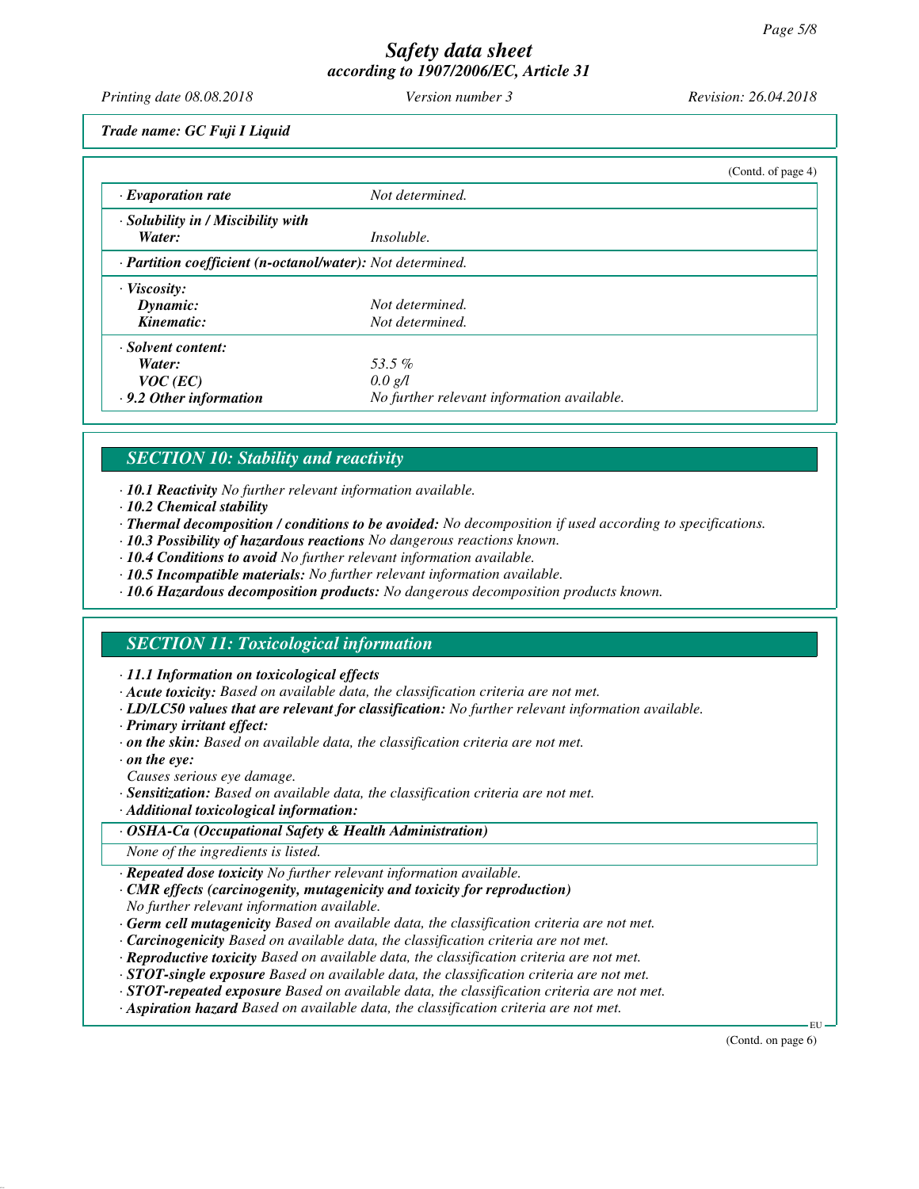*Trade name: GC Fuji I Liquid*

(Contd. of page 4)

| | |
|---|---|
| · **Evaporation rate** | Not determined. |
| · **Solubility in / Miscibility with Water:** | Insoluble. |
| · **Partition coefficient (n-octanol/water):** Not determined. | |
| · **Viscosity:** | |
| **Dynamic:** | Not determined. |
| **Kinematic:** | Not determined. |
| · **Solvent content:** | |
| **Water:** | 53.5 % |
| **VOC (EC)** | 0.0 g/l |
| · **9.2 Other information** | No further relevant information available. |

## SECTION 10: Stability and reactivity

· **10.1 Reactivity** No further relevant information available.
· **10.2 Chemical stability**
· **Thermal decomposition / conditions to be avoided:** No decomposition if used according to specifications.
· **10.3 Possibility of hazardous reactions** No dangerous reactions known.
· **10.4 Conditions to avoid** No further relevant information available.
· **10.5 Incompatible materials:** No further relevant information available.
· **10.6 Hazardous decomposition products:** No dangerous decomposition products known.

## SECTION 11: Toxicological information

· **11.1 Information on toxicological effects**
· **Acute toxicity:** Based on available data, the classification criteria are not met.
· **LD/LC50 values that are relevant for classification:** No further relevant information available.
· **Primary irritant effect:**
· **on the skin:** Based on available data, the classification criteria are not met.
· **on the eye:**
Causes serious eye damage.
· **Sensitization:** Based on available data, the classification criteria are not met.
· **Additional toxicological information:**

| · **OSHA-Ca (Occupational Safety & Health Administration)** |
|---|
| None of the ingredients is listed. |

· **Repeated dose toxicity** No further relevant information available.
· **CMR effects (carcinogenity, mutagenicity and toxicity for reproduction)**
No further relevant information available.
· **Germ cell mutagenicity** Based on available data, the classification criteria are not met.
· **Carcinogenicity** Based on available data, the classification criteria are not met.
· **Reproductive toxicity** Based on available data, the classification criteria are not met.
· **STOT-single exposure** Based on available data, the classification criteria are not met.
· **STOT-repeated exposure** Based on available data, the classification criteria are not met.
· **Aspiration hazard** Based on available data, the classification criteria are not met.

(Contd. on page 6)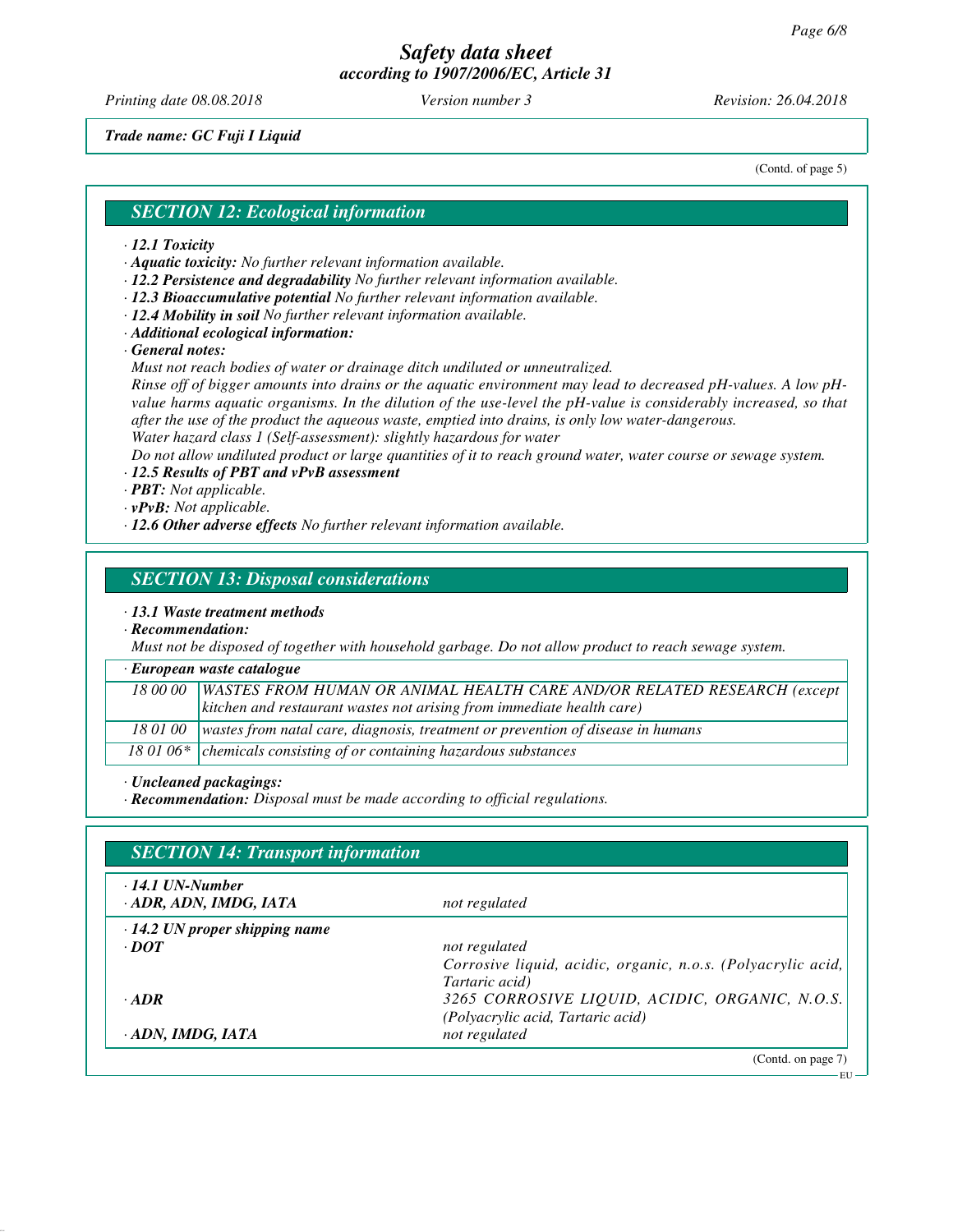*Trade name: GC Fuji I Liquid*

(Contd. of page 5)

## *SECTION 12: Ecological information*

- ***12.1 Toxicity***
- ***Aquatic toxicity:*** *No further relevant information available.*
- ***12.2 Persistence and degradability*** *No further relevant information available.*
- ***12.3 Bioaccumulative potential*** *No further relevant information available.*
- ***12.4 Mobility in soil*** *No further relevant information available.*
- ***Additional ecological information:***
- ***General notes:***

*Must not reach bodies of water or drainage ditch undiluted or unneutralized.*
*Rinse off of bigger amounts into drains or the aquatic environment may lead to decreased pH-values. A low pH-value harms aquatic organisms. In the dilution of the use-level the pH-value is considerably increased, so that after the use of the product the aqueous waste, emptied into drains, is only low water-dangerous.*
*Water hazard class 1 (Self-assessment): slightly hazardous for water*
*Do not allow undiluted product or large quantities of it to reach ground water, water course or sewage system.*

- ***12.5 Results of PBT and vPvB assessment***
- ***PBT:*** *Not applicable.*
- ***vPvB:*** *Not applicable.*
- ***12.6 Other adverse effects*** *No further relevant information available.*

## *SECTION 13: Disposal considerations*

- ***13.1 Waste treatment methods***
- ***Recommendation:***

*Must not be disposed of together with household garbage. Do not allow product to reach sewage system.*

| · *European waste catalogue* | |
|---|---|
| *18 00 00* | *WASTES FROM HUMAN OR ANIMAL HEALTH CARE AND/OR RELATED RESEARCH (except kitchen and restaurant wastes not arising from immediate health care)* |
| *18 01 00* | *wastes from natal care, diagnosis, treatment or prevention of disease in humans* |
| *18 01 06\** | *chemicals consisting of or containing hazardous substances* |

- ***Uncleaned packagings:***
- ***Recommendation:*** *Disposal must be made according to official regulations.*

## *SECTION 14: Transport information*

| | |
|---|---|
| · ***14.1 UN-Number*** | |
| · ***ADR, ADN, IMDG, IATA*** | *not regulated* |
| · ***14.2 UN proper shipping name*** | |
| · ***DOT*** | *not regulated* <br> *Corrosive liquid, acidic, organic, n.o.s. (Polyacrylic acid, Tartaric acid)* |
| · ***ADR*** | *3265 CORROSIVE LIQUID, ACIDIC, ORGANIC, N.O.S. (Polyacrylic acid, Tartaric acid)* |
| · ***ADN, IMDG, IATA*** | *not regulated* |

(Contd. on page 7)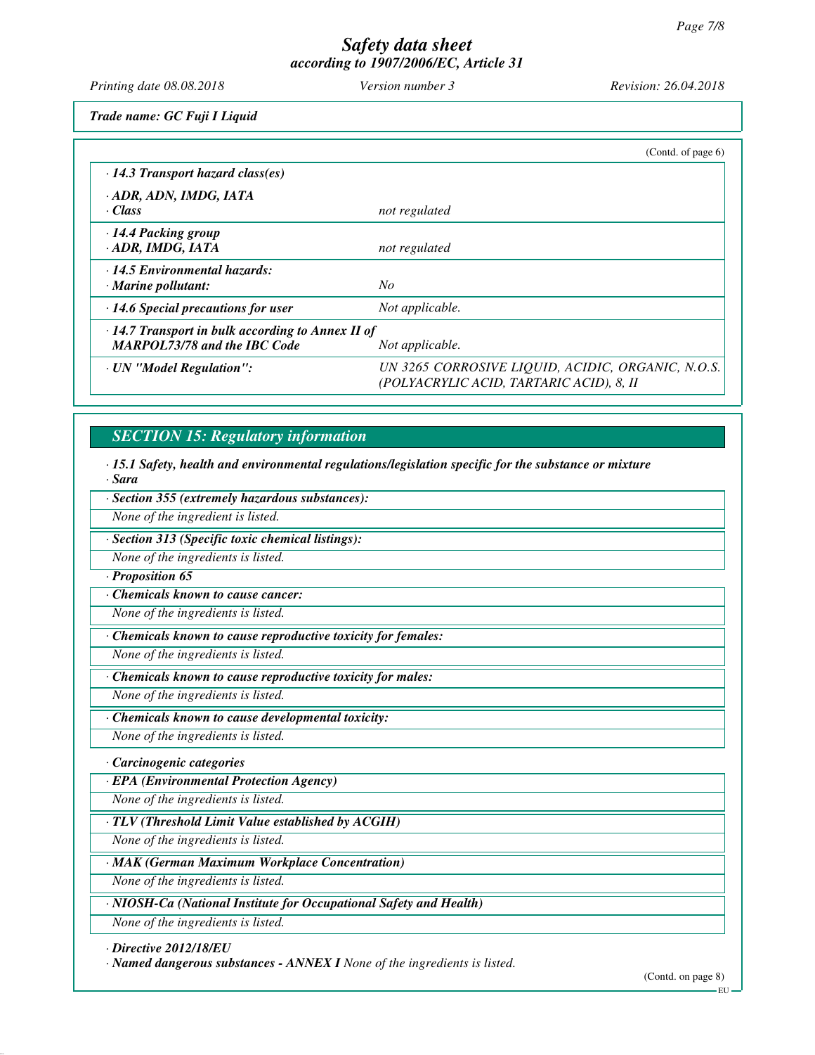*Safety data sheet*
*according to 1907/2006/EC, Article 31*

*Printing date 08.08.2018* *Version number 3* *Revision: 26.04.2018*

***Trade name: GC Fuji I Liquid***

(Contd. of page 6)

| | |
|---|---|
| ***· 14.3 Transport hazard class(es)*** | |
| ***· ADR, ADN, IMDG, IATA*** | |
| ***· Class*** | *not regulated* |
| ***· 14.4 Packing group*** | |
| ***· ADR, IMDG, IATA*** | *not regulated* |
| ***· 14.5 Environmental hazards:*** | |
| ***· Marine pollutant:*** | *No* |
| ***· 14.6 Special precautions for user*** | *Not applicable.* |
| ***· 14.7 Transport in bulk according to Annex II of MARPOL73/78 and the IBC Code*** | *Not applicable.* |
| ***· UN "Model Regulation":*** | *UN 3265 CORROSIVE LIQUID, ACIDIC, ORGANIC, N.O.S. (POLYACRYLIC ACID, TARTARIC ACID), 8, II* |

## *SECTION 15: Regulatory information*

***· 15.1 Safety, health and environmental regulations/legislation specific for the substance or mixture***
***· Sara***

***· Section 355 (extremely hazardous substances):***
*None of the ingredient is listed.*

***· Section 313 (Specific toxic chemical listings):***
*None of the ingredients is listed.*

***· Proposition 65***

***· Chemicals known to cause cancer:***
*None of the ingredients is listed.*

***· Chemicals known to cause reproductive toxicity for females:***
*None of the ingredients is listed.*

***· Chemicals known to cause reproductive toxicity for males:***
*None of the ingredients is listed.*

***· Chemicals known to cause developmental toxicity:***
*None of the ingredients is listed.*

***· Carcinogenic categories***

***· EPA (Environmental Protection Agency)***
*None of the ingredients is listed.*

***· TLV (Threshold Limit Value established by ACGIH)***
*None of the ingredients is listed.*

***· MAK (German Maximum Workplace Concentration)***
*None of the ingredients is listed.*

***· NIOSH-Ca (National Institute for Occupational Safety and Health)***
*None of the ingredients is listed.*

***· Directive 2012/18/EU***
***· Named dangerous substances - ANNEX I*** *None of the ingredients is listed.*

(Contd. on page 8)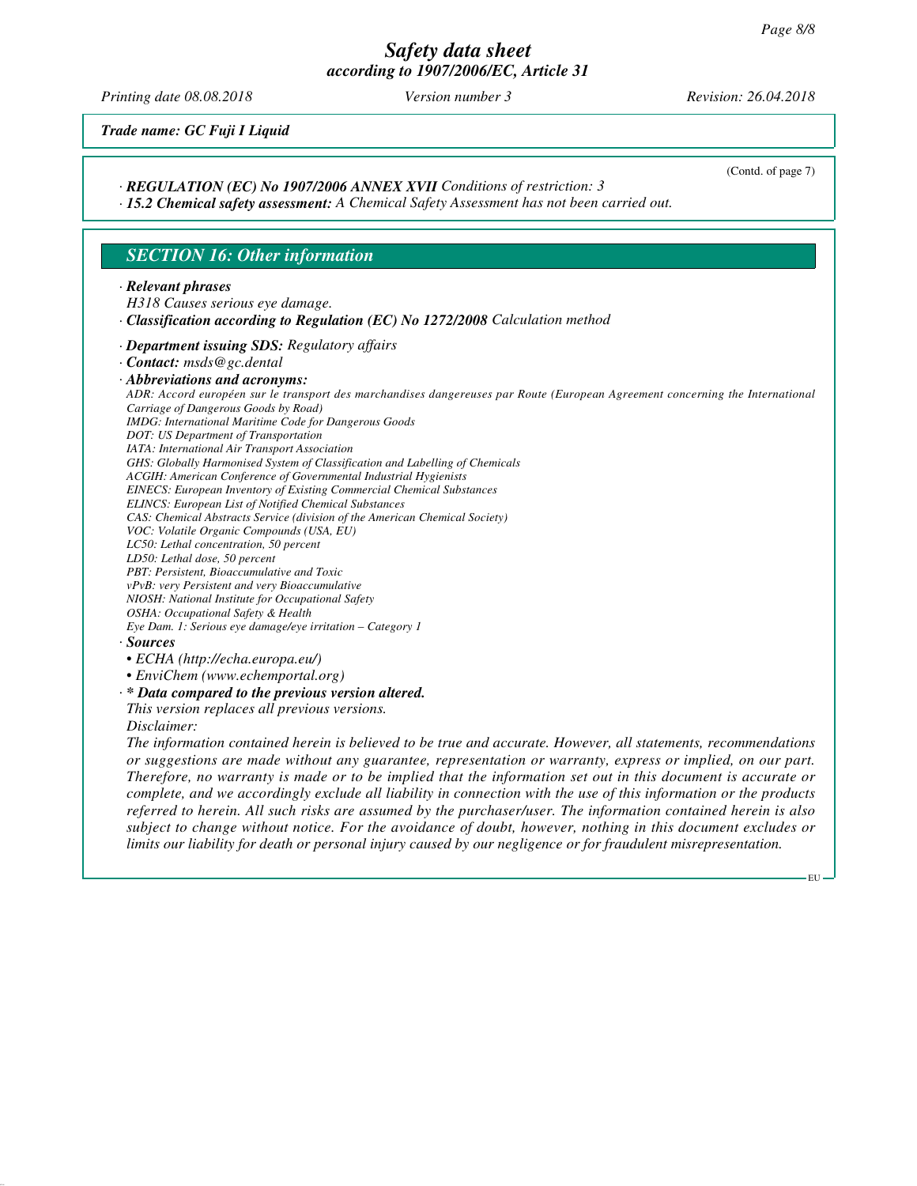*Trade name: GC Fuji I Liquid*

(Contd. of page 7)

· ***REGULATION (EC) No 1907/2006 ANNEX XVII*** *Conditions of restriction: 3*

· ***15.2 Chemical safety assessment:*** *A Chemical Safety Assessment has not been carried out.*

## *SECTION 16: Other information*

· ***Relevant phrases***

*H318 Causes serious eye damage.*

· ***Classification according to Regulation (EC) No 1272/2008*** *Calculation method*

· ***Department issuing SDS:*** *Regulatory affairs*

· ***Contact:*** *msds@gc.dental*

· ***Abbreviations and acronyms:***

*ADR: Accord européen sur le transport des marchandises dangereuses par Route (European Agreement concerning the International Carriage of Dangerous Goods by Road)*
*IMDG: International Maritime Code for Dangerous Goods*
*DOT: US Department of Transportation*
*IATA: International Air Transport Association*
*GHS: Globally Harmonised System of Classification and Labelling of Chemicals*
*ACGIH: American Conference of Governmental Industrial Hygienists*
*EINECS: European Inventory of Existing Commercial Chemical Substances*
*ELINCS: European List of Notified Chemical Substances*
*CAS: Chemical Abstracts Service (division of the American Chemical Society)*
*VOC: Volatile Organic Compounds (USA, EU)*
*LC50: Lethal concentration, 50 percent*
*LD50: Lethal dose, 50 percent*
*PBT: Persistent, Bioaccumulative and Toxic*
*vPvB: very Persistent and very Bioaccumulative*
*NIOSH: National Institute for Occupational Safety*
*OSHA: Occupational Safety & Health*
*Eye Dam. 1: Serious eye damage/eye irritation – Category 1*

· ***Sources***

- *ECHA (http://echa.europa.eu/)*
- *EnviChem (www.echemportal.org)*

· ***\* Data compared to the previous version altered.***

*This version replaces all previous versions.*

*Disclaimer:*

*The information contained herein is believed to be true and accurate. However, all statements, recommendations or suggestions are made without any guarantee, representation or warranty, express or implied, on our part. Therefore, no warranty is made or to be implied that the information set out in this document is accurate or complete, and we accordingly exclude all liability in connection with the use of this information or the products referred to herein. All such risks are assumed by the purchaser/user. The information contained herein is also subject to change without notice. For the avoidance of doubt, however, nothing in this document excludes or limits our liability for death or personal injury caused by our negligence or for fraudulent misrepresentation.*

EU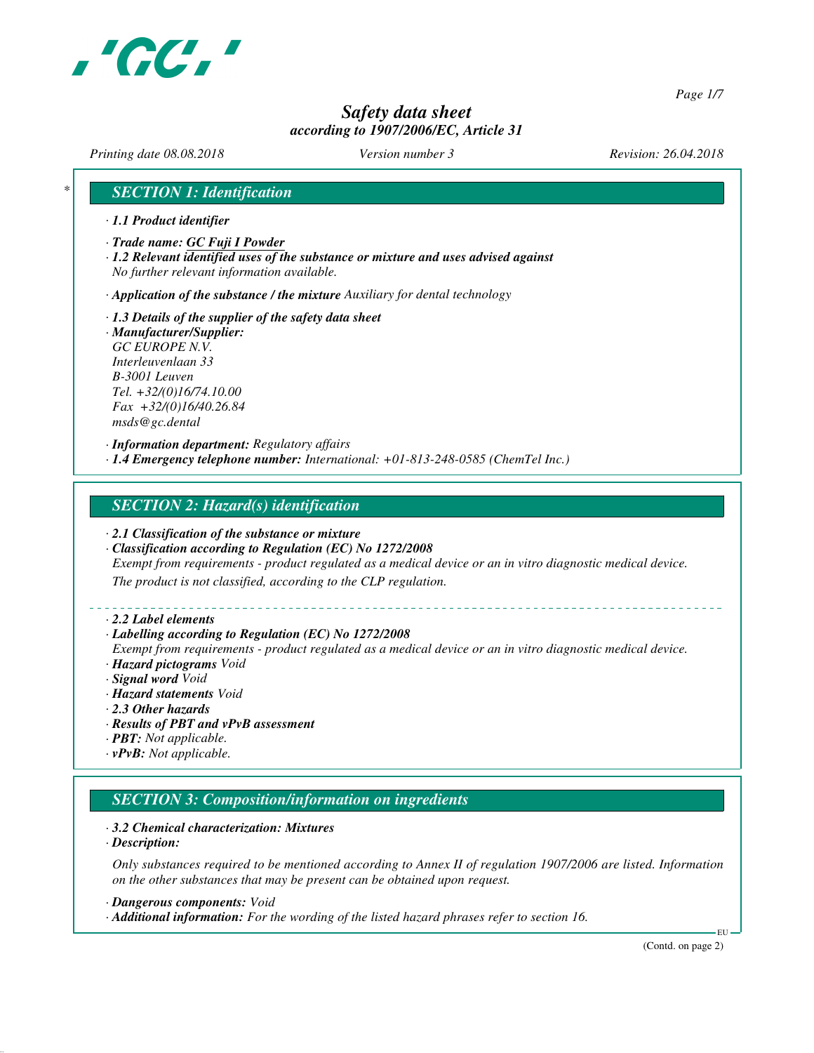# Safety data sheet
## according to 1907/2006/EC, Article 31

*Printing date 08.08.2018* *Version number 3* *Revision: 26.04.2018*

## SECTION 1: Identification

· **1.1 Product identifier**

· **Trade name: GC Fuji I Powder**
· **1.2 Relevant identified uses of the substance or mixture and uses advised against**
*No further relevant information available.*

· **Application of the substance / the mixture** *Auxiliary for dental technology*

· **1.3 Details of the supplier of the safety data sheet**
· **Manufacturer/Supplier:**
GC EUROPE N.V.
Interleuvenlaan 33
B-3001 Leuven
Tel. +32/(0)16/74.10.00
Fax +32/(0)16/40.26.84
msds@gc.dental

· **Information department:** *Regulatory affairs*
· **1.4 Emergency telephone number:** *International: +01-813-248-0585 (ChemTel Inc.)*

## SECTION 2: Hazard(s) identification

· **2.1 Classification of the substance or mixture**
· **Classification according to Regulation (EC) No 1272/2008**
*Exempt from requirements - product regulated as a medical device or an in vitro diagnostic medical device.*
*The product is not classified, according to the CLP regulation.*

· **2.2 Label elements**
· **Labelling according to Regulation (EC) No 1272/2008**
*Exempt from requirements - product regulated as a medical device or an in vitro diagnostic medical device.*
· **Hazard pictograms** *Void*
· **Signal word** *Void*
· **Hazard statements** *Void*
· **2.3 Other hazards**
· **Results of PBT and vPvB assessment**
· **PBT:** *Not applicable.*
· **vPvB:** *Not applicable.*

## SECTION 3: Composition/information on ingredients

· **3.2 Chemical characterization: Mixtures**
· **Description:**

*Only substances required to be mentioned according to Annex II of regulation 1907/2006 are listed. Information on the other substances that may be present can be obtained upon request.*

· **Dangerous components:** *Void*
· **Additional information:** *For the wording of the listed hazard phrases refer to section 16.*

(Contd. on page 2)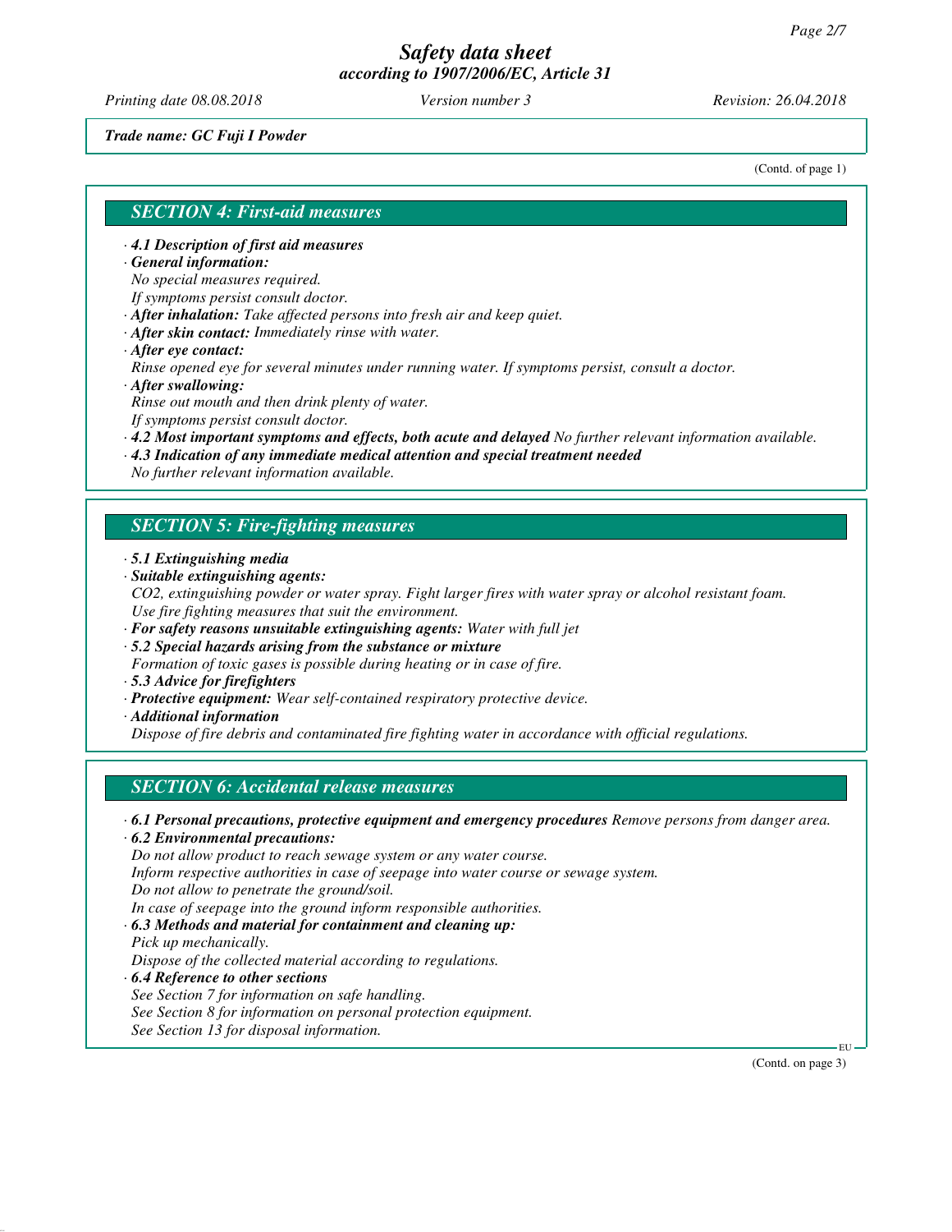*Trade name: GC Fuji I Powder*

(Contd. of page 1)

## SECTION 4: First-aid measures

- ***4.1 Description of first aid measures***
- ***General information:***
  *No special measures required.*
  *If symptoms persist consult doctor.*
- ***After inhalation:*** *Take affected persons into fresh air and keep quiet.*
- ***After skin contact:*** *Immediately rinse with water.*
- ***After eye contact:***
  *Rinse opened eye for several minutes under running water. If symptoms persist, consult a doctor.*
- ***After swallowing:***
  *Rinse out mouth and then drink plenty of water.*
  *If symptoms persist consult doctor.*
- ***4.2 Most important symptoms and effects, both acute and delayed*** *No further relevant information available.*
- ***4.3 Indication of any immediate medical attention and special treatment needed***
  *No further relevant information available.*

## SECTION 5: Fire-fighting measures

- ***5.1 Extinguishing media***
- ***Suitable extinguishing agents:***
  *$CO_2$, extinguishing powder or water spray. Fight larger fires with water spray or alcohol resistant foam.*
  *Use fire fighting measures that suit the environment.*
- ***For safety reasons unsuitable extinguishing agents:*** *Water with full jet*
- ***5.2 Special hazards arising from the substance or mixture***
  *Formation of toxic gases is possible during heating or in case of fire.*
- ***5.3 Advice for firefighters***
- ***Protective equipment:*** *Wear self-contained respiratory protective device.*
- ***Additional information***
  *Dispose of fire debris and contaminated fire fighting water in accordance with official regulations.*

## SECTION 6: Accidental release measures

- ***6.1 Personal precautions, protective equipment and emergency procedures*** *Remove persons from danger area.*
- ***6.2 Environmental precautions:***
  *Do not allow product to reach sewage system or any water course.*
  *Inform respective authorities in case of seepage into water course or sewage system.*
  *Do not allow to penetrate the ground/soil.*
  *In case of seepage into the ground inform responsible authorities.*
- ***6.3 Methods and material for containment and cleaning up:***
  *Pick up mechanically.*
  *Dispose of the collected material according to regulations.*
- ***6.4 Reference to other sections***
  *See Section 7 for information on safe handling.*
  *See Section 8 for information on personal protection equipment.*
  *See Section 13 for disposal information.*

(Contd. on page 3)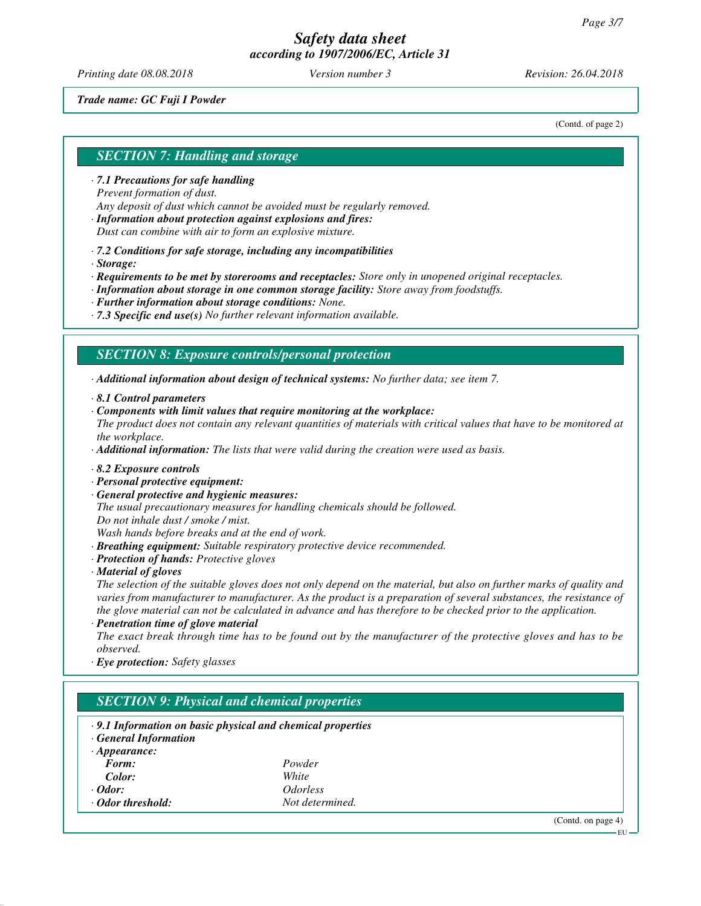*Trade name: GC Fuji I Powder*

(Contd. of page 2)

## SECTION 7: Handling and storage

· ***7.1 Precautions for safe handling***
*Prevent formation of dust.*
*Any deposit of dust which cannot be avoided must be regularly removed.*
· ***Information about protection against explosions and fires:***
*Dust can combine with air to form an explosive mixture.*

· ***7.2 Conditions for safe storage, including any incompatibilities***
· ***Storage:***
· ***Requirements to be met by storerooms and receptacles:*** *Store only in unopened original receptacles.*
· ***Information about storage in one common storage facility:*** *Store away from foodstuffs.*
· ***Further information about storage conditions:*** *None.*
· ***7.3 Specific end use(s)*** *No further relevant information available.*

## SECTION 8: Exposure controls/personal protection

· ***Additional information about design of technical systems:*** *No further data; see item 7.*

· ***8.1 Control parameters***
· ***Components with limit values that require monitoring at the workplace:***
*The product does not contain any relevant quantities of materials with critical values that have to be monitored at the workplace.*
· ***Additional information:*** *The lists that were valid during the creation were used as basis.*

· ***8.2 Exposure controls***
· ***Personal protective equipment:***
· ***General protective and hygienic measures:***
*The usual precautionary measures for handling chemicals should be followed.*
*Do not inhale dust / smoke / mist.*
*Wash hands before breaks and at the end of work.*
· ***Breathing equipment:*** *Suitable respiratory protective device recommended.*
· ***Protection of hands:*** *Protective gloves*
· ***Material of gloves***
*The selection of the suitable gloves does not only depend on the material, but also on further marks of quality and varies from manufacturer to manufacturer. As the product is a preparation of several substances, the resistance of the glove material can not be calculated in advance and has therefore to be checked prior to the application.*
· ***Penetration time of glove material***
*The exact break through time has to be found out by the manufacturer of the protective gloves and has to be observed.*
· ***Eye protection:*** *Safety glasses*

## SECTION 9: Physical and chemical properties

· ***9.1 Information on basic physical and chemical properties***
· ***General Information***
· ***Appearance:***

| | |
|---|---|
| ***Form:*** | *Powder* |
| ***Color:*** | *White* |
| · ***Odor:*** | *Odorless* |
| · ***Odor threshold:*** | *Not determined.* |

(Contd. on page 4)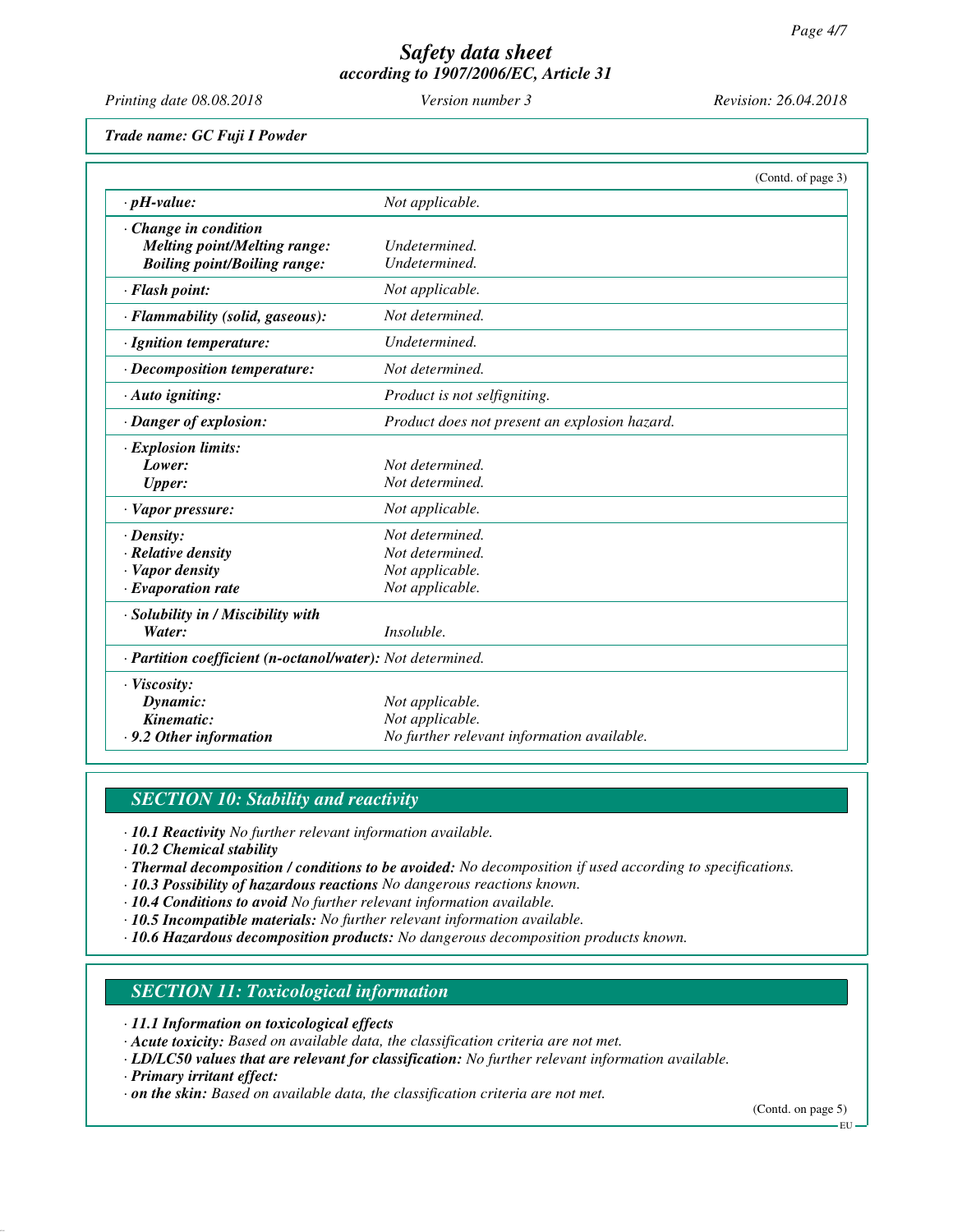*Safety data sheet*
*according to 1907/2006/EC, Article 31*

*Printing date 08.08.2018* *Version number 3* *Revision: 26.04.2018*

***Trade name: GC Fuji I Powder***

(Contd. of page 3)

| | |
|---|---|
| · ***pH-value:*** | *Not applicable.* |
| · ***Change in condition*** | |
| ***Melting point/Melting range:*** | *Undetermined.* |
| ***Boiling point/Boiling range:*** | *Undetermined.* |
| · ***Flash point:*** | *Not applicable.* |
| · ***Flammability (solid, gaseous):*** | *Not determined.* |
| · ***Ignition temperature:*** | *Undetermined.* |
| · ***Decomposition temperature:*** | *Not determined.* |
| · ***Auto igniting:*** | *Product is not selfigniting.* |
| · ***Danger of explosion:*** | *Product does not present an explosion hazard.* |
| · ***Explosion limits:*** | |
| ***Lower:*** | *Not determined.* |
| ***Upper:*** | *Not determined.* |
| · ***Vapor pressure:*** | *Not applicable.* |
| · ***Density:*** | *Not determined.* |
| · ***Relative density*** | *Not determined.* |
| · ***Vapor density*** | *Not applicable.* |
| · ***Evaporation rate*** | *Not applicable.* |
| · ***Solubility in / Miscibility with*** | |
| ***Water:*** | *Insoluble.* |
| · ***Partition coefficient (n-octanol/water):*** | *Not determined.* |
| · ***Viscosity:*** | |
| ***Dynamic:*** | *Not applicable.* |
| ***Kinematic:*** | *Not applicable.* |
| · ***9.2 Other information*** | *No further relevant information available.* |

## *SECTION 10: Stability and reactivity*

· ***10.1 Reactivity*** *No further relevant information available.*
· ***10.2 Chemical stability***
· ***Thermal decomposition / conditions to be avoided:*** *No decomposition if used according to specifications.*
· ***10.3 Possibility of hazardous reactions*** *No dangerous reactions known.*
· ***10.4 Conditions to avoid*** *No further relevant information available.*
· ***10.5 Incompatible materials:*** *No further relevant information available.*
· ***10.6 Hazardous decomposition products:*** *No dangerous decomposition products known.*

## *SECTION 11: Toxicological information*

· ***11.1 Information on toxicological effects***
· ***Acute toxicity:*** *Based on available data, the classification criteria are not met.*
· ***LD/LC50 values that are relevant for classification:*** *No further relevant information available.*
· ***Primary irritant effect:***
· ***on the skin:*** *Based on available data, the classification criteria are not met.*

(Contd. on page 5)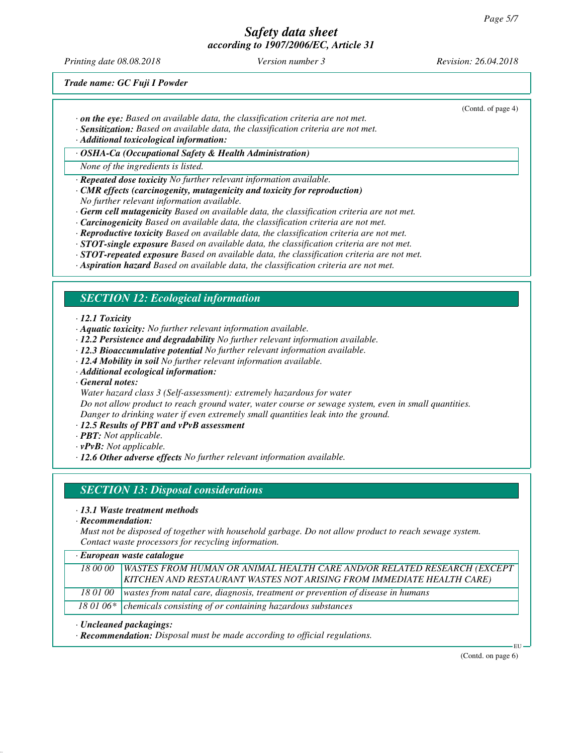(Contd. of page 4)

· ***on the eye:*** *Based on available data, the classification criteria are not met.*
· ***Sensitization:*** *Based on available data, the classification criteria are not met.*
· ***Additional toxicological information:***

| · *OSHA-Ca (Occupational Safety & Health Administration)* |
|---|
| *None of the ingredients is listed.* |

· ***Repeated dose toxicity*** *No further relevant information available.*
· ***CMR effects (carcinogenity, mutagenicity and toxicity for reproduction)***
*No further relevant information available.*
· ***Germ cell mutagenicity*** *Based on available data, the classification criteria are not met.*
· ***Carcinogenicity*** *Based on available data, the classification criteria are not met.*
· ***Reproductive toxicity*** *Based on available data, the classification criteria are not met.*
· ***STOT-single exposure*** *Based on available data, the classification criteria are not met.*
· ***STOT-repeated exposure*** *Based on available data, the classification criteria are not met.*
· ***Aspiration hazard*** *Based on available data, the classification criteria are not met.*

## *SECTION 12: Ecological information*

· ***12.1 Toxicity***
· ***Aquatic toxicity:*** *No further relevant information available.*
· ***12.2 Persistence and degradability*** *No further relevant information available.*
· ***12.3 Bioaccumulative potential*** *No further relevant information available.*
· ***12.4 Mobility in soil*** *No further relevant information available.*
· ***Additional ecological information:***
· ***General notes:***
*Water hazard class 3 (Self-assessment): extremely hazardous for water*
*Do not allow product to reach ground water, water course or sewage system, even in small quantities.*
*Danger to drinking water if even extremely small quantities leak into the ground.*
· ***12.5 Results of PBT and vPvB assessment***
· ***PBT:*** *Not applicable.*
· ***vPvB:*** *Not applicable.*
· ***12.6 Other adverse effects*** *No further relevant information available.*

## *SECTION 13: Disposal considerations*

· ***13.1 Waste treatment methods***
· ***Recommendation:***
*Must not be disposed of together with household garbage. Do not allow product to reach sewage system.*
*Contact waste processors for recycling information.*

| · *European waste catalogue* | |
|---|---|
| *18 00 00* | *WASTES FROM HUMAN OR ANIMAL HEALTH CARE AND/OR RELATED RESEARCH (EXCEPT KITCHEN AND RESTAURANT WASTES NOT ARISING FROM IMMEDIATE HEALTH CARE)* |
| *18 01 00* | *wastes from natal care, diagnosis, treatment or prevention of disease in humans* |
| *18 01 06** | *chemicals consisting of or containing hazardous substances* |

· ***Uncleaned packagings:***
· ***Recommendation:*** *Disposal must be made according to official regulations.*

(Contd. on page 6)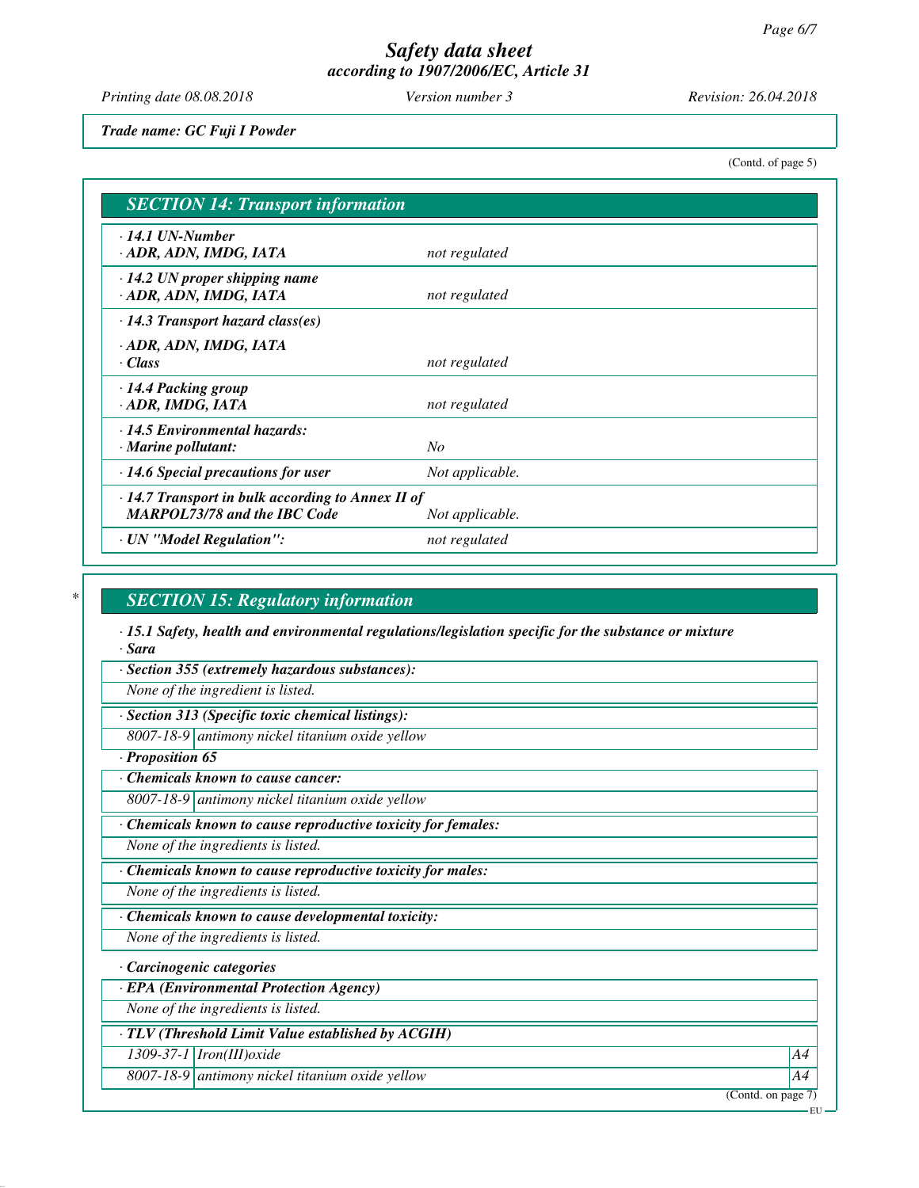Trade name: GC Fuji I Powder

(Contd. of page 5)

## SECTION 14: Transport information

| | |
|---|---|
| · **14.1 UN-Number**<br>· **ADR, ADN, IMDG, IATA** | not regulated |
| · **14.2 UN proper shipping name**<br>· **ADR, ADN, IMDG, IATA** | not regulated |
| · **14.3 Transport hazard class(es)**<br>· **ADR, ADN, IMDG, IATA**<br>· **Class** | not regulated |
| · **14.4 Packing group**<br>· **ADR, IMDG, IATA** | not regulated |
| · **14.5 Environmental hazards:**<br>· **Marine pollutant:** | No |
| · **14.6 Special precautions for user** | Not applicable. |
| · **14.7 Transport in bulk according to Annex II of MARPOL73/78 and the IBC Code** | Not applicable. |
| · **UN "Model Regulation":** | not regulated |

## SECTION 15: Regulatory information

· ***15.1 Safety, health and environmental regulations/legislation specific for the substance or mixture***

· ***Sara***

· ***Section 355 (extremely hazardous substances):***

None of the ingredient is listed.

· ***Section 313 (Specific toxic chemical listings):***

| | |
|---|---|
| 8007-18-9 | antimony nickel titanium oxide yellow |

· ***Proposition 65***

· ***Chemicals known to cause cancer:***

| | |
|---|---|
| 8007-18-9 | antimony nickel titanium oxide yellow |

· ***Chemicals known to cause reproductive toxicity for females:***

None of the ingredients is listed.

· ***Chemicals known to cause reproductive toxicity for males:***

None of the ingredients is listed.

· ***Chemicals known to cause developmental toxicity:***

None of the ingredients is listed.

· ***Carcinogenic categories***

· ***EPA (Environmental Protection Agency)***

None of the ingredients is listed.

· ***TLV (Threshold Limit Value established by ACGIH)***

| | | |
|---|---|---|
| 1309-37-1 | Iron(III)oxide | A4 |
| 8007-18-9 | antimony nickel titanium oxide yellow | A4 |

(Contd. on page 7)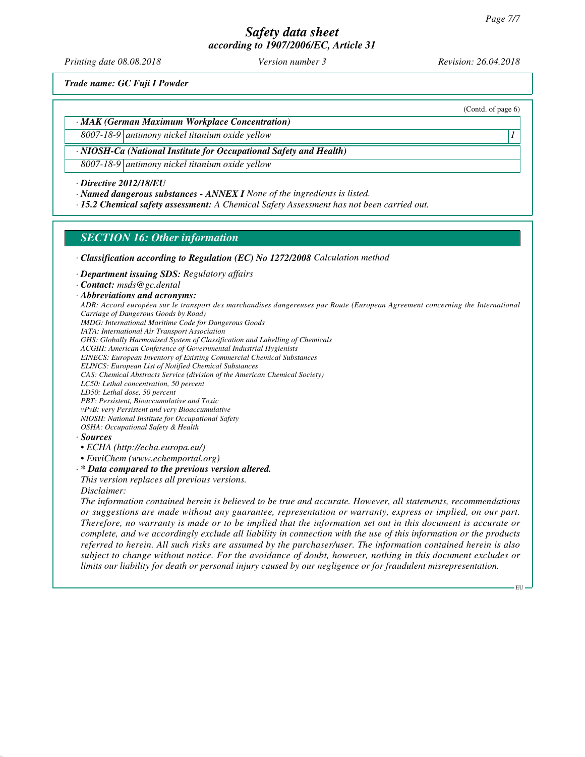(Contd. of page 6)

· **MAK (German Maximum Workplace Concentration)**

| | | |
|---|---|---|
| 8007-18-9 | antimony nickel titanium oxide yellow | 1 |

· **NIOSH-Ca (National Institute for Occupational Safety and Health)**

| | |
|---|---|
| 8007-18-9 | antimony nickel titanium oxide yellow |

· **Directive 2012/18/EU**

· **Named dangerous substances - ANNEX I** *None of the ingredients is listed.*

· **15.2 Chemical safety assessment:** *A Chemical Safety Assessment has not been carried out.*

## SECTION 16: Other information

· **Classification according to Regulation (EC) No 1272/2008** *Calculation method*

· **Department issuing SDS:** *Regulatory affairs*

· **Contact:** *msds@gc.dental*

· **Abbreviations and acronyms:**

*ADR: Accord européen sur le transport des marchandises dangereuses par Route (European Agreement concerning the International Carriage of Dangerous Goods by Road)*
*IMDG: International Maritime Code for Dangerous Goods*
*IATA: International Air Transport Association*
*GHS: Globally Harmonised System of Classification and Labelling of Chemicals*
*ACGIH: American Conference of Governmental Industrial Hygienists*
*EINECS: European Inventory of Existing Commercial Chemical Substances*
*ELINCS: European List of Notified Chemical Substances*
*CAS: Chemical Abstracts Service (division of the American Chemical Society)*
*LC50: Lethal concentration, 50 percent*
*LD50: Lethal dose, 50 percent*
*PBT: Persistent, Bioaccumulative and Toxic*
*vPvB: very Persistent and very Bioaccumulative*
*NIOSH: National Institute for Occupational Safety*
*OSHA: Occupational Safety & Health*

· **Sources**

- *ECHA (http://echa.europa.eu/)*
- *EnviChem (www.echemportal.org)*

· *** Data compared to the previous version altered.**

*This version replaces all previous versions.*

*Disclaimer:*

*The information contained herein is believed to be true and accurate. However, all statements, recommendations or suggestions are made without any guarantee, representation or warranty, express or implied, on our part. Therefore, no warranty is made or to be implied that the information set out in this document is accurate or complete, and we accordingly exclude all liability in connection with the use of this information or the products referred to herein. All such risks are assumed by the purchaser/user. The information contained herein is also subject to change without notice. For the avoidance of doubt, however, nothing in this document excludes or limits our liability for death or personal injury caused by our negligence or for fraudulent misrepresentation.*